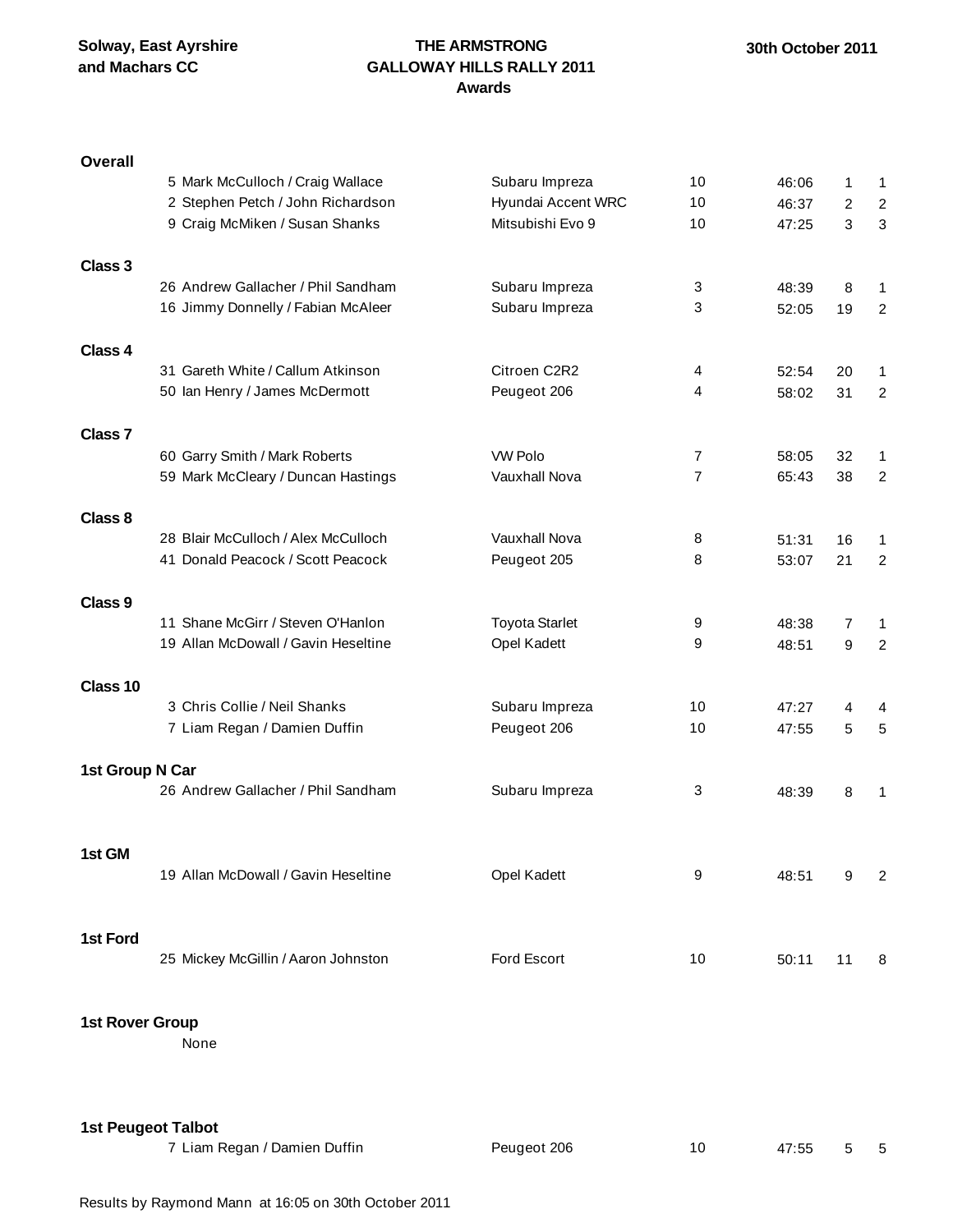Solway, East Ayrshire and Machars CC

# THE ARMSTRONG GALLOWAY HILLS RALLY 2011

## Awards

30th October 2011

### Overall

| No. | Crew | Car | Class | Time | Pos | Class Pos |
|---|---|---|---|---|---|---|
| 5 | Mark McCulloch / Craig Wallace | Subaru Impreza | 10 | 46:06 | 1 | 1 |
| 2 | Stephen Petch / John Richardson | Hyundai Accent WRC | 10 | 46:37 | 2 | 2 |
| 9 | Craig McMiken / Susan Shanks | Mitsubishi Evo 9 | 10 | 47:25 | 3 | 3 |

### Class 3

| No. | Crew | Car | Class | Time | Pos | Class Pos |
|---|---|---|---|---|---|---|
| 26 | Andrew Gallacher / Phil Sandham | Subaru Impreza | 3 | 48:39 | 8 | 1 |
| 16 | Jimmy Donnelly / Fabian McAleer | Subaru Impreza | 3 | 52:05 | 19 | 2 |

### Class 4

| No. | Crew | Car | Class | Time | Pos | Class Pos |
|---|---|---|---|---|---|---|
| 31 | Gareth White / Callum Atkinson | Citroen C2R2 | 4 | 52:54 | 20 | 1 |
| 50 | Ian Henry / James McDermott | Peugeot 206 | 4 | 58:02 | 31 | 2 |

### Class 7

| No. | Crew | Car | Class | Time | Pos | Class Pos |
|---|---|---|---|---|---|---|
| 60 | Garry Smith / Mark Roberts | VW Polo | 7 | 58:05 | 32 | 1 |
| 59 | Mark McCleary / Duncan Hastings | Vauxhall Nova | 7 | 65:43 | 38 | 2 |

### Class 8

| No. | Crew | Car | Class | Time | Pos | Class Pos |
|---|---|---|---|---|---|---|
| 28 | Blair McCulloch / Alex McCulloch | Vauxhall Nova | 8 | 51:31 | 16 | 1 |
| 41 | Donald Peacock / Scott Peacock | Peugeot 205 | 8 | 53:07 | 21 | 2 |

### Class 9

| No. | Crew | Car | Class | Time | Pos | Class Pos |
|---|---|---|---|---|---|---|
| 11 | Shane McGirr / Steven O'Hanlon | Toyota Starlet | 9 | 48:38 | 7 | 1 |
| 19 | Allan McDowall / Gavin Heseltine | Opel Kadett | 9 | 48:51 | 9 | 2 |

### Class 10

| No. | Crew | Car | Class | Time | Pos | Class Pos |
|---|---|---|---|---|---|---|
| 3 | Chris Collie / Neil Shanks | Subaru Impreza | 10 | 47:27 | 4 | 4 |
| 7 | Liam Regan / Damien Duffin | Peugeot 206 | 10 | 47:55 | 5 | 5 |

### 1st Group N Car

| No. | Crew | Car | Class | Time | Pos | Class Pos |
|---|---|---|---|---|---|---|
| 26 | Andrew Gallacher / Phil Sandham | Subaru Impreza | 3 | 48:39 | 8 | 1 |

### 1st GM

| No. | Crew | Car | Class | Time | Pos | Class Pos |
|---|---|---|---|---|---|---|
| 19 | Allan McDowall / Gavin Heseltine | Opel Kadett | 9 | 48:51 | 9 | 2 |

### 1st Ford

| No. | Crew | Car | Class | Time | Pos | Class Pos |
|---|---|---|---|---|---|---|
| 25 | Mickey McGillin / Aaron Johnston | Ford Escort | 10 | 50:11 | 11 | 8 |

### 1st Rover Group

None

### 1st Peugeot Talbot

| No. | Crew | Car | Class | Time | Pos | Class Pos |
|---|---|---|---|---|---|---|
| 7 | Liam Regan / Damien Duffin | Peugeot 206 | 10 | 47:55 | 5 | 5 |

Results by Raymond Mann at 16:05 on 30th October 2011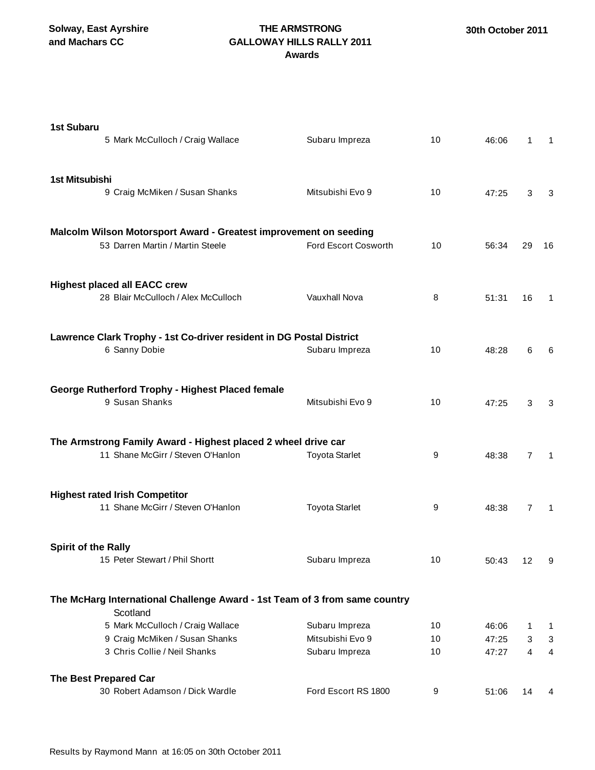**Solway, East Ayrshire and Machars CC**

**THE ARMSTRONG GALLOWAY HILLS RALLY 2011**
**Awards**

**30th October 2011**

**1st Subaru**

| | | | | | | |
|---|---|---|---|---|---|---|
| 5 | Mark McCulloch / Craig Wallace | Subaru Impreza | 10 | 46:06 | 1 | 1 |

**1st Mitsubishi**

| | | | | | | |
|---|---|---|---|---|---|---|
| 9 | Craig McMiken / Susan Shanks | Mitsubishi Evo 9 | 10 | 47:25 | 3 | 3 |

**Malcolm Wilson Motorsport Award - Greatest improvement on seeding**

| | | | | | | |
|---|---|---|---|---|---|---|
| 53 | Darren Martin / Martin Steele | Ford Escort Cosworth | 10 | 56:34 | 29 | 16 |

**Highest placed all EACC crew**

| | | | | | | |
|---|---|---|---|---|---|---|
| 28 | Blair McCulloch / Alex McCulloch | Vauxhall Nova | 8 | 51:31 | 16 | 1 |

**Lawrence Clark Trophy - 1st Co-driver resident in DG Postal District**

| | | | | | | |
|---|---|---|---|---|---|---|
| 6 | Sanny Dobie | Subaru Impreza | 10 | 48:28 | 6 | 6 |

**George Rutherford Trophy - Highest Placed female**

| | | | | | | |
|---|---|---|---|---|---|---|
| 9 | Susan Shanks | Mitsubishi Evo 9 | 10 | 47:25 | 3 | 3 |

**The Armstrong Family Award - Highest placed 2 wheel drive car**

| | | | | | | |
|---|---|---|---|---|---|---|
| 11 | Shane McGirr / Steven O'Hanlon | Toyota Starlet | 9 | 48:38 | 7 | 1 |

**Highest rated Irish Competitor**

| | | | | | | |
|---|---|---|---|---|---|---|
| 11 | Shane McGirr / Steven O'Hanlon | Toyota Starlet | 9 | 48:38 | 7 | 1 |

**Spirit of the Rally**

| | | | | | | |
|---|---|---|---|---|---|---|
| 15 | Peter Stewart / Phil Shortt | Subaru Impreza | 10 | 50:43 | 12 | 9 |

**The McHarg International Challenge Award - 1st Team of 3 from same country**

Scotland

| | | | | | | |
|---|---|---|---|---|---|---|
| 5 | Mark McCulloch / Craig Wallace | Subaru Impreza | 10 | 46:06 | 1 | 1 |
| 9 | Craig McMiken / Susan Shanks | Mitsubishi Evo 9 | 10 | 47:25 | 3 | 3 |
| 3 | Chris Collie / Neil Shanks | Subaru Impreza | 10 | 47:27 | 4 | 4 |

**The Best Prepared Car**

| | | | | | | |
|---|---|---|---|---|---|---|
| 30 | Robert Adamson / Dick Wardle | Ford Escort RS 1800 | 9 | 51:06 | 14 | 4 |

Results by Raymond Mann at 16:05 on 30th October 2011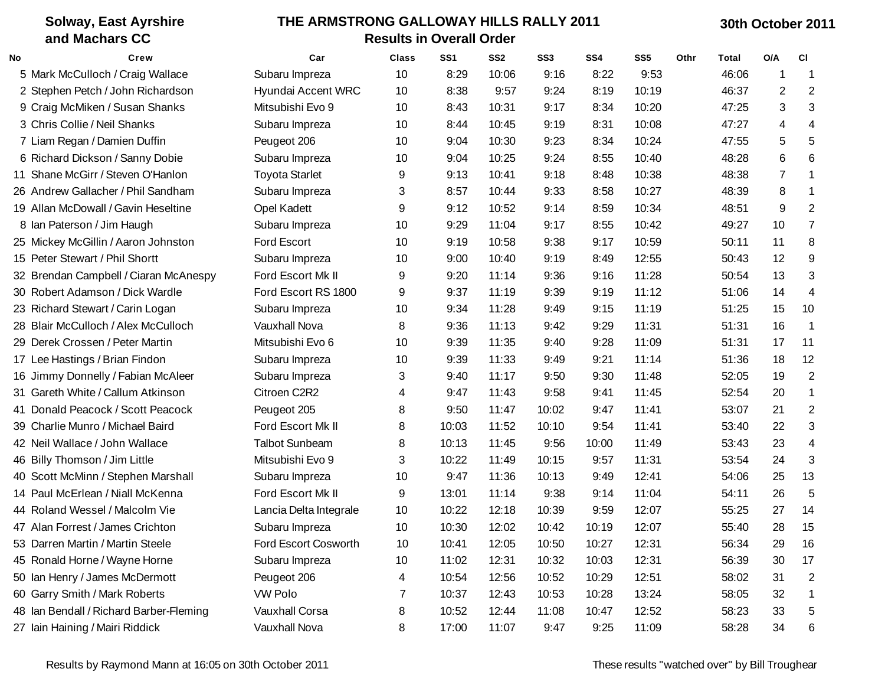Solway, East Ayrshire and Machars CC

# THE ARMSTRONG GALLOWAY HILLS RALLY 2011

## Results in Overall Order

30th October 2011

| No | Crew | Car | Class | SS1 | SS2 | SS3 | SS4 | SS5 | Othr | Total | O/A | Cl |
|---|---|---|---|---|---|---|---|---|---|---|---|---|
| 5 | Mark McCulloch / Craig Wallace | Subaru Impreza | 10 | 8:29 | 10:06 | 9:16 | 8:22 | 9:53 | | 46:06 | 1 | 1 |
| 2 | Stephen Petch / John Richardson | Hyundai Accent WRC | 10 | 8:38 | 9:57 | 9:24 | 8:19 | 10:19 | | 46:37 | 2 | 2 |
| 9 | Craig McMiken / Susan Shanks | Mitsubishi Evo 9 | 10 | 8:43 | 10:31 | 9:17 | 8:34 | 10:20 | | 47:25 | 3 | 3 |
| 3 | Chris Collie / Neil Shanks | Subaru Impreza | 10 | 8:44 | 10:45 | 9:19 | 8:31 | 10:08 | | 47:27 | 4 | 4 |
| 7 | Liam Regan / Damien Duffin | Peugeot 206 | 10 | 9:04 | 10:30 | 9:23 | 8:34 | 10:24 | | 47:55 | 5 | 5 |
| 6 | Richard Dickson / Sanny Dobie | Subaru Impreza | 10 | 9:04 | 10:25 | 9:24 | 8:55 | 10:40 | | 48:28 | 6 | 6 |
| 11 | Shane McGirr / Steven O'Hanlon | Toyota Starlet | 9 | 9:13 | 10:41 | 9:18 | 8:48 | 10:38 | | 48:38 | 7 | 1 |
| 26 | Andrew Gallacher / Phil Sandham | Subaru Impreza | 3 | 8:57 | 10:44 | 9:33 | 8:58 | 10:27 | | 48:39 | 8 | 1 |
| 19 | Allan McDowall / Gavin Heseltine | Opel Kadett | 9 | 9:12 | 10:52 | 9:14 | 8:59 | 10:34 | | 48:51 | 9 | 2 |
| 8 | Ian Paterson / Jim Haugh | Subaru Impreza | 10 | 9:29 | 11:04 | 9:17 | 8:55 | 10:42 | | 49:27 | 10 | 7 |
| 25 | Mickey McGillin / Aaron Johnston | Ford Escort | 10 | 9:19 | 10:58 | 9:38 | 9:17 | 10:59 | | 50:11 | 11 | 8 |
| 15 | Peter Stewart / Phil Shortt | Subaru Impreza | 10 | 9:00 | 10:40 | 9:19 | 8:49 | 12:55 | | 50:43 | 12 | 9 |
| 32 | Brendan Campbell / Ciaran McAnespy | Ford Escort Mk II | 9 | 9:20 | 11:14 | 9:36 | 9:16 | 11:28 | | 50:54 | 13 | 3 |
| 30 | Robert Adamson / Dick Wardle | Ford Escort RS 1800 | 9 | 9:37 | 11:19 | 9:39 | 9:19 | 11:12 | | 51:06 | 14 | 4 |
| 23 | Richard Stewart / Carin Logan | Subaru Impreza | 10 | 9:34 | 11:28 | 9:49 | 9:15 | 11:19 | | 51:25 | 15 | 10 |
| 28 | Blair McCulloch / Alex McCulloch | Vauxhall Nova | 8 | 9:36 | 11:13 | 9:42 | 9:29 | 11:31 | | 51:31 | 16 | 1 |
| 29 | Derek Crossen / Peter Martin | Mitsubishi Evo 6 | 10 | 9:39 | 11:35 | 9:40 | 9:28 | 11:09 | | 51:31 | 17 | 11 |
| 17 | Lee Hastings / Brian Findon | Subaru Impreza | 10 | 9:39 | 11:33 | 9:49 | 9:21 | 11:14 | | 51:36 | 18 | 12 |
| 16 | Jimmy Donnelly / Fabian McAleer | Subaru Impreza | 3 | 9:40 | 11:17 | 9:50 | 9:30 | 11:48 | | 52:05 | 19 | 2 |
| 31 | Gareth White / Callum Atkinson | Citroen C2R2 | 4 | 9:47 | 11:43 | 9:58 | 9:41 | 11:45 | | 52:54 | 20 | 1 |
| 41 | Donald Peacock / Scott Peacock | Peugeot 205 | 8 | 9:50 | 11:47 | 10:02 | 9:47 | 11:41 | | 53:07 | 21 | 2 |
| 39 | Charlie Munro / Michael Baird | Ford Escort Mk II | 8 | 10:03 | 11:52 | 10:10 | 9:54 | 11:41 | | 53:40 | 22 | 3 |
| 42 | Neil Wallace / John Wallace | Talbot Sunbeam | 8 | 10:13 | 11:45 | 9:56 | 10:00 | 11:49 | | 53:43 | 23 | 4 |
| 46 | Billy Thomson / Jim Little | Mitsubishi Evo 9 | 3 | 10:22 | 11:49 | 10:15 | 9:57 | 11:31 | | 53:54 | 24 | 3 |
| 40 | Scott McMinn / Stephen Marshall | Subaru Impreza | 10 | 9:47 | 11:36 | 10:13 | 9:49 | 12:41 | | 54:06 | 25 | 13 |
| 14 | Paul McErlean / Niall McKenna | Ford Escort Mk II | 9 | 13:01 | 11:14 | 9:38 | 9:14 | 11:04 | | 54:11 | 26 | 5 |
| 44 | Roland Wessel / Malcolm Vie | Lancia Delta Integrale | 10 | 10:22 | 12:18 | 10:39 | 9:59 | 12:07 | | 55:25 | 27 | 14 |
| 47 | Alan Forrest / James Crichton | Subaru Impreza | 10 | 10:30 | 12:02 | 10:42 | 10:19 | 12:07 | | 55:40 | 28 | 15 |
| 53 | Darren Martin / Martin Steele | Ford Escort Cosworth | 10 | 10:41 | 12:05 | 10:50 | 10:27 | 12:31 | | 56:34 | 29 | 16 |
| 45 | Ronald Horne / Wayne Horne | Subaru Impreza | 10 | 11:02 | 12:31 | 10:32 | 10:03 | 12:31 | | 56:39 | 30 | 17 |
| 50 | Ian Henry / James McDermott | Peugeot 206 | 4 | 10:54 | 12:56 | 10:52 | 10:29 | 12:51 | | 58:02 | 31 | 2 |
| 60 | Garry Smith / Mark Roberts | VW Polo | 7 | 10:37 | 12:43 | 10:53 | 10:28 | 13:24 | | 58:05 | 32 | 1 |
| 48 | Ian Bendall / Richard Barber-Fleming | Vauxhall Corsa | 8 | 10:52 | 12:44 | 11:08 | 10:47 | 12:52 | | 58:23 | 33 | 5 |
| 27 | Iain Haining / Mairi Riddick | Vauxhall Nova | 8 | 17:00 | 11:07 | 9:47 | 9:25 | 11:09 | | 58:28 | 34 | 6 |

Results by Raymond Mann at 16:05 on 30th October 2011

These results "watched over" by Bill Troughear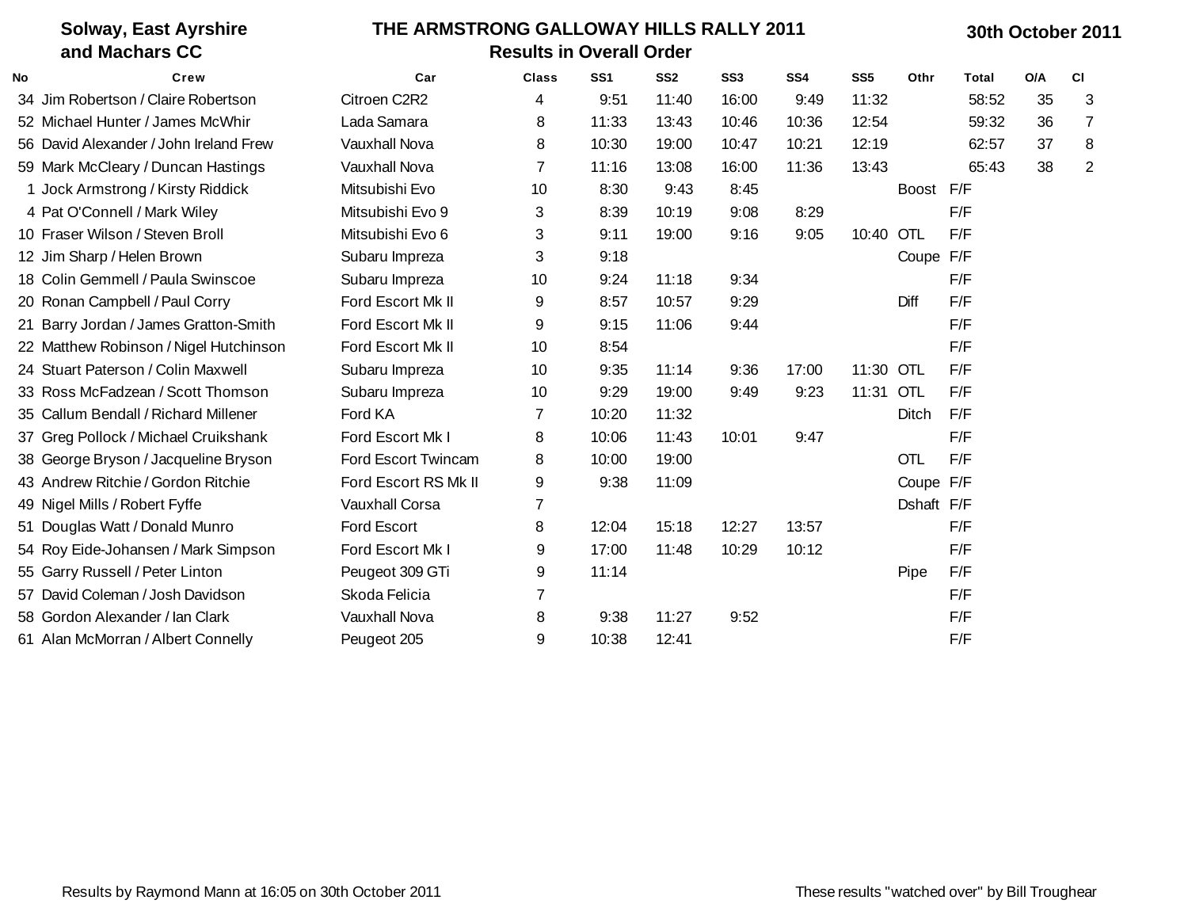**Solway, East Ayrshire and Machars CC**

# THE ARMSTRONG GALLOWAY HILLS RALLY 2011

## Results in Overall Order

**30th October 2011**

| No | Crew | Car | Class | SS1 | SS2 | SS3 | SS4 | SS5 | Othr | Total | O/A | Cl |
|---|---|---|---|---|---|---|---|---|---|---|---|---|
| 34 | Jim Robertson / Claire Robertson | Citroen C2R2 | 4 | 9:51 | 11:40 | 16:00 | 9:49 | 11:32 | | 58:52 | 35 | 3 |
| 52 | Michael Hunter / James McWhir | Lada Samara | 8 | 11:33 | 13:43 | 10:46 | 10:36 | 12:54 | | 59:32 | 36 | 7 |
| 56 | David Alexander / John Ireland Frew | Vauxhall Nova | 8 | 10:30 | 19:00 | 10:47 | 10:21 | 12:19 | | 62:57 | 37 | 8 |
| 59 | Mark McCleary / Duncan Hastings | Vauxhall Nova | 7 | 11:16 | 13:08 | 16:00 | 11:36 | 13:43 | | 65:43 | 38 | 2 |
| 1 | Jock Armstrong / Kirsty Riddick | Mitsubishi Evo | 10 | 8:30 | 9:43 | 8:45 | | | Boost | F/F | | |
| 4 | Pat O'Connell / Mark Wiley | Mitsubishi Evo 9 | 3 | 8:39 | 10:19 | 9:08 | 8:29 | | | F/F | | |
| 10 | Fraser Wilson / Steven Broll | Mitsubishi Evo 6 | 3 | 9:11 | 19:00 | 9:16 | 9:05 | 10:40 | OTL | F/F | | |
| 12 | Jim Sharp / Helen Brown | Subaru Impreza | 3 | 9:18 | | | | | Coupe | F/F | | |
| 18 | Colin Gemmell / Paula Swinscoe | Subaru Impreza | 10 | 9:24 | 11:18 | 9:34 | | | | F/F | | |
| 20 | Ronan Campbell / Paul Corry | Ford Escort Mk II | 9 | 8:57 | 10:57 | 9:29 | | | Diff | F/F | | |
| 21 | Barry Jordan / James Gratton-Smith | Ford Escort Mk II | 9 | 9:15 | 11:06 | 9:44 | | | | F/F | | |
| 22 | Matthew Robinson / Nigel Hutchinson | Ford Escort Mk II | 10 | 8:54 | | | | | | F/F | | |
| 24 | Stuart Paterson / Colin Maxwell | Subaru Impreza | 10 | 9:35 | 11:14 | 9:36 | 17:00 | 11:30 | OTL | F/F | | |
| 33 | Ross McFadzean / Scott Thomson | Subaru Impreza | 10 | 9:29 | 19:00 | 9:49 | 9:23 | 11:31 | OTL | F/F | | |
| 35 | Callum Bendall / Richard Millener | Ford KA | 7 | 10:20 | 11:32 | | | | Ditch | F/F | | |
| 37 | Greg Pollock / Michael Cruikshank | Ford Escort Mk I | 8 | 10:06 | 11:43 | 10:01 | 9:47 | | | F/F | | |
| 38 | George Bryson / Jacqueline Bryson | Ford Escort Twincam | 8 | 10:00 | 19:00 | | | | OTL | F/F | | |
| 43 | Andrew Ritchie / Gordon Ritchie | Ford Escort RS Mk II | 9 | 9:38 | 11:09 | | | | Coupe | F/F | | |
| 49 | Nigel Mills / Robert Fyffe | Vauxhall Corsa | 7 | | | | | | Dshaft | F/F | | |
| 51 | Douglas Watt / Donald Munro | Ford Escort | 8 | 12:04 | 15:18 | 12:27 | 13:57 | | | F/F | | |
| 54 | Roy Eide-Johansen / Mark Simpson | Ford Escort Mk I | 9 | 17:00 | 11:48 | 10:29 | 10:12 | | | F/F | | |
| 55 | Garry Russell / Peter Linton | Peugeot 309 GTi | 9 | 11:14 | | | | | Pipe | F/F | | |
| 57 | David Coleman / Josh Davidson | Skoda Felicia | 7 | | | | | | | F/F | | |
| 58 | Gordon Alexander / Ian Clark | Vauxhall Nova | 8 | 9:38 | 11:27 | 9:52 | | | | F/F | | |
| 61 | Alan McMorran / Albert Connelly | Peugeot 205 | 9 | 10:38 | 12:41 | | | | | F/F | | |

Results by Raymond Mann at 16:05 on 30th October 2011

These results "watched over" by Bill Troughear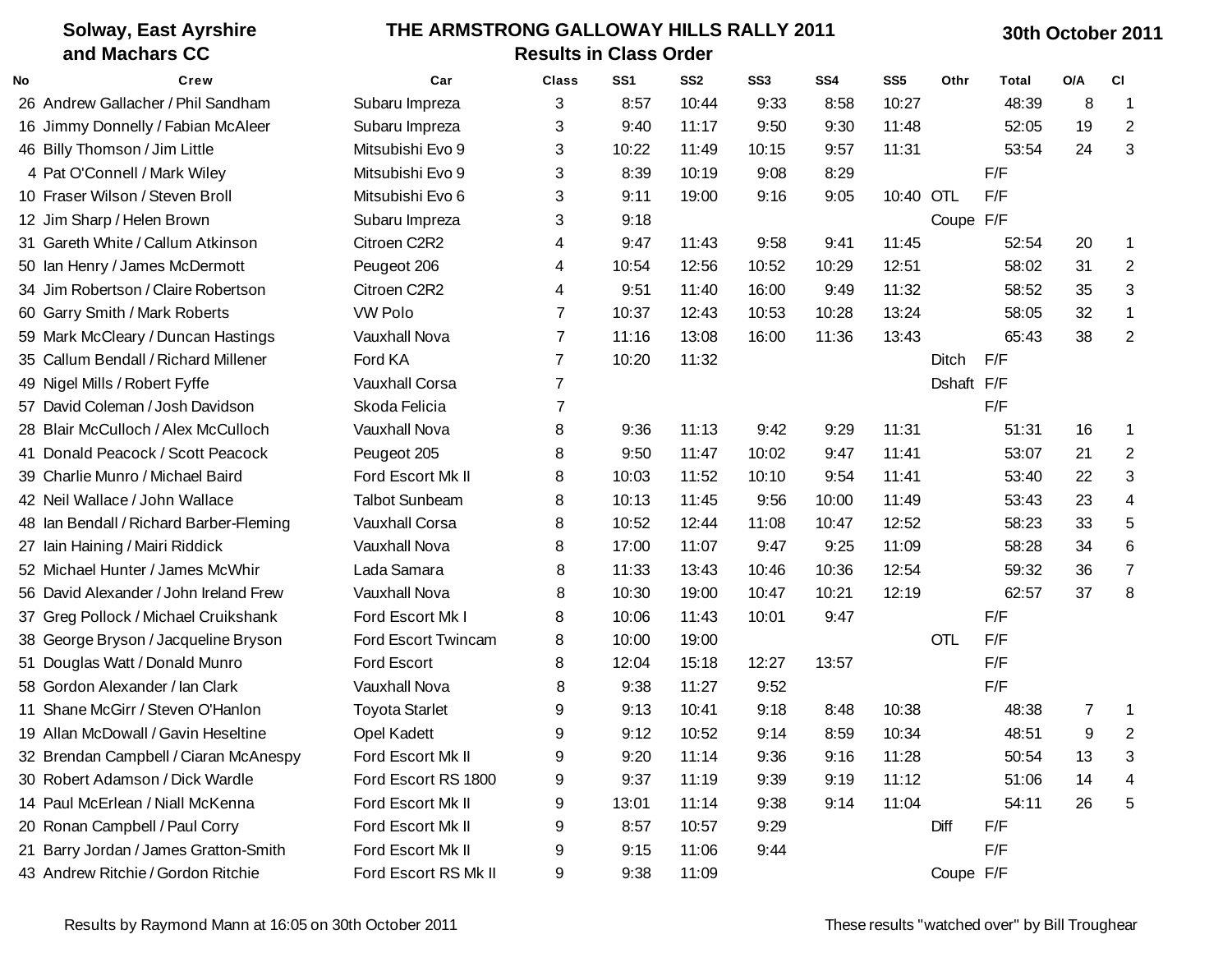**Solway, East Ayrshire and Machars CC**

# THE ARMSTRONG GALLOWAY HILLS RALLY 2011

## Results in Class Order

**30th October 2011**

| No | Crew | Car | Class | SS1 | SS2 | SS3 | SS4 | SS5 | Othr | Total | O/A | Cl |
|---|---|---|---|---|---|---|---|---|---|---|---|---|
| 26 | Andrew Gallacher / Phil Sandham | Subaru Impreza | 3 | 8:57 | 10:44 | 9:33 | 8:58 | 10:27 | | 48:39 | 8 | 1 |
| 16 | Jimmy Donnelly / Fabian McAleer | Subaru Impreza | 3 | 9:40 | 11:17 | 9:50 | 9:30 | 11:48 | | 52:05 | 19 | 2 |
| 46 | Billy Thomson / Jim Little | Mitsubishi Evo 9 | 3 | 10:22 | 11:49 | 10:15 | 9:57 | 11:31 | | 53:54 | 24 | 3 |
| 4 | Pat O'Connell / Mark Wiley | Mitsubishi Evo 9 | 3 | 8:39 | 10:19 | 9:08 | 8:29 | | | F/F | | |
| 10 | Fraser Wilson / Steven Broll | Mitsubishi Evo 6 | 3 | 9:11 | 19:00 | 9:16 | 9:05 | 10:40 | OTL | F/F | | |
| 12 | Jim Sharp / Helen Brown | Subaru Impreza | 3 | 9:18 | | | | | Coupe | F/F | | |
| 31 | Gareth White / Callum Atkinson | Citroen C2R2 | 4 | 9:47 | 11:43 | 9:58 | 9:41 | 11:45 | | 52:54 | 20 | 1 |
| 50 | Ian Henry / James McDermott | Peugeot 206 | 4 | 10:54 | 12:56 | 10:52 | 10:29 | 12:51 | | 58:02 | 31 | 2 |
| 34 | Jim Robertson / Claire Robertson | Citroen C2R2 | 4 | 9:51 | 11:40 | 16:00 | 9:49 | 11:32 | | 58:52 | 35 | 3 |
| 60 | Garry Smith / Mark Roberts | VW Polo | 7 | 10:37 | 12:43 | 10:53 | 10:28 | 13:24 | | 58:05 | 32 | 1 |
| 59 | Mark McCleary / Duncan Hastings | Vauxhall Nova | 7 | 11:16 | 13:08 | 16:00 | 11:36 | 13:43 | | 65:43 | 38 | 2 |
| 35 | Callum Bendall / Richard Millener | Ford KA | 7 | 10:20 | 11:32 | | | | Ditch | F/F | | |
| 49 | Nigel Mills / Robert Fyffe | Vauxhall Corsa | 7 | | | | | | Dshaft | F/F | | |
| 57 | David Coleman / Josh Davidson | Skoda Felicia | 7 | | | | | | | F/F | | |
| 28 | Blair McCulloch / Alex McCulloch | Vauxhall Nova | 8 | 9:36 | 11:13 | 9:42 | 9:29 | 11:31 | | 51:31 | 16 | 1 |
| 41 | Donald Peacock / Scott Peacock | Peugeot 205 | 8 | 9:50 | 11:47 | 10:02 | 9:47 | 11:41 | | 53:07 | 21 | 2 |
| 39 | Charlie Munro / Michael Baird | Ford Escort Mk II | 8 | 10:03 | 11:52 | 10:10 | 9:54 | 11:41 | | 53:40 | 22 | 3 |
| 42 | Neil Wallace / John Wallace | Talbot Sunbeam | 8 | 10:13 | 11:45 | 9:56 | 10:00 | 11:49 | | 53:43 | 23 | 4 |
| 48 | Ian Bendall / Richard Barber-Fleming | Vauxhall Corsa | 8 | 10:52 | 12:44 | 11:08 | 10:47 | 12:52 | | 58:23 | 33 | 5 |
| 27 | Iain Haining / Mairi Riddick | Vauxhall Nova | 8 | 17:00 | 11:07 | 9:47 | 9:25 | 11:09 | | 58:28 | 34 | 6 |
| 52 | Michael Hunter / James McWhir | Lada Samara | 8 | 11:33 | 13:43 | 10:46 | 10:36 | 12:54 | | 59:32 | 36 | 7 |
| 56 | David Alexander / John Ireland Frew | Vauxhall Nova | 8 | 10:30 | 19:00 | 10:47 | 10:21 | 12:19 | | 62:57 | 37 | 8 |
| 37 | Greg Pollock / Michael Cruikshank | Ford Escort Mk I | 8 | 10:06 | 11:43 | 10:01 | 9:47 | | | F/F | | |
| 38 | George Bryson / Jacqueline Bryson | Ford Escort Twincam | 8 | 10:00 | 19:00 | | | | OTL | F/F | | |
| 51 | Douglas Watt / Donald Munro | Ford Escort | 8 | 12:04 | 15:18 | 12:27 | 13:57 | | | F/F | | |
| 58 | Gordon Alexander / Ian Clark | Vauxhall Nova | 8 | 9:38 | 11:27 | 9:52 | | | | F/F | | |
| 11 | Shane McGirr / Steven O'Hanlon | Toyota Starlet | 9 | 9:13 | 10:41 | 9:18 | 8:48 | 10:38 | | 48:38 | 7 | 1 |
| 19 | Allan McDowall / Gavin Heseltine | Opel Kadett | 9 | 9:12 | 10:52 | 9:14 | 8:59 | 10:34 | | 48:51 | 9 | 2 |
| 32 | Brendan Campbell / Ciaran McAnespy | Ford Escort Mk II | 9 | 9:20 | 11:14 | 9:36 | 9:16 | 11:28 | | 50:54 | 13 | 3 |
| 30 | Robert Adamson / Dick Wardle | Ford Escort RS 1800 | 9 | 9:37 | 11:19 | 9:39 | 9:19 | 11:12 | | 51:06 | 14 | 4 |
| 14 | Paul McErlean / Niall McKenna | Ford Escort Mk II | 9 | 13:01 | 11:14 | 9:38 | 9:14 | 11:04 | | 54:11 | 26 | 5 |
| 20 | Ronan Campbell / Paul Corry | Ford Escort Mk II | 9 | 8:57 | 10:57 | 9:29 | | | Diff | F/F | | |
| 21 | Barry Jordan / James Gratton-Smith | Ford Escort Mk II | 9 | 9:15 | 11:06 | 9:44 | | | | F/F | | |
| 43 | Andrew Ritchie / Gordon Ritchie | Ford Escort RS Mk II | 9 | 9:38 | 11:09 | | | | Coupe | F/F | | |

Results by Raymond Mann at 16:05 on 30th October 2011

These results "watched over" by Bill Troughear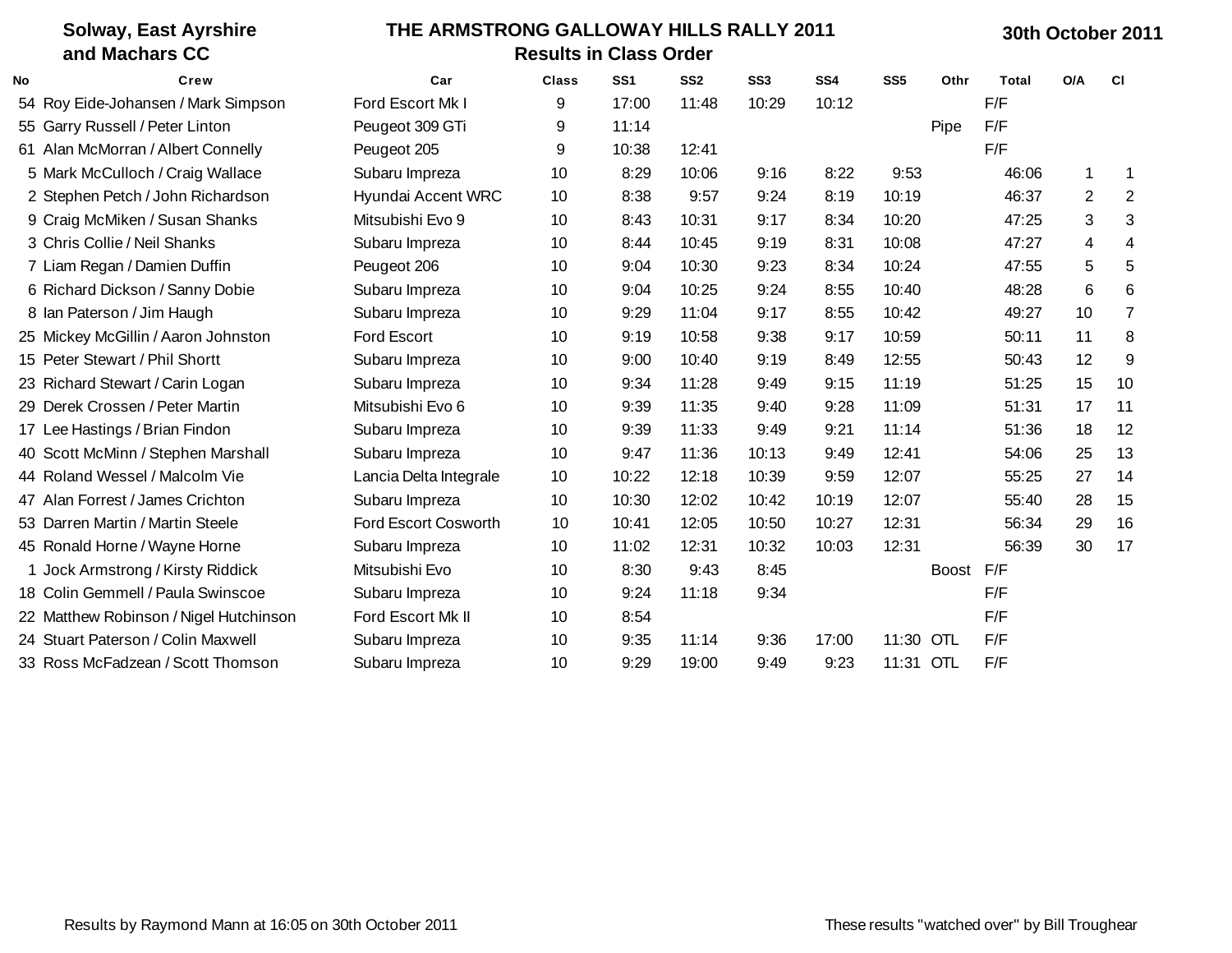**Solway, East Ayrshire and Machars CC**

**THE ARMSTRONG GALLOWAY HILLS RALLY 2011**

**Results in Class Order**

**30th October 2011**

| No | Crew | Car | Class | SS1 | SS2 | SS3 | SS4 | SS5 | Othr | Total | O/A | Cl |
|---|---|---|---|---|---|---|---|---|---|---|---|---|
| 54 | Roy Eide-Johansen / Mark Simpson | Ford Escort Mk I | 9 | 17:00 | 11:48 | 10:29 | 10:12 | | | F/F | | |
| 55 | Garry Russell / Peter Linton | Peugeot 309 GTi | 9 | 11:14 | | | | | Pipe | F/F | | |
| 61 | Alan McMorran / Albert Connelly | Peugeot 205 | 9 | 10:38 | 12:41 | | | | | F/F | | |
| 5 | Mark McCulloch / Craig Wallace | Subaru Impreza | 10 | 8:29 | 10:06 | 9:16 | 8:22 | 9:53 | | 46:06 | 1 | 1 |
| 2 | Stephen Petch / John Richardson | Hyundai Accent WRC | 10 | 8:38 | 9:57 | 9:24 | 8:19 | 10:19 | | 46:37 | 2 | 2 |
| 9 | Craig McMiken / Susan Shanks | Mitsubishi Evo 9 | 10 | 8:43 | 10:31 | 9:17 | 8:34 | 10:20 | | 47:25 | 3 | 3 |
| 3 | Chris Collie / Neil Shanks | Subaru Impreza | 10 | 8:44 | 10:45 | 9:19 | 8:31 | 10:08 | | 47:27 | 4 | 4 |
| 7 | Liam Regan / Damien Duffin | Peugeot 206 | 10 | 9:04 | 10:30 | 9:23 | 8:34 | 10:24 | | 47:55 | 5 | 5 |
| 6 | Richard Dickson / Sanny Dobie | Subaru Impreza | 10 | 9:04 | 10:25 | 9:24 | 8:55 | 10:40 | | 48:28 | 6 | 6 |
| 8 | Ian Paterson / Jim Haugh | Subaru Impreza | 10 | 9:29 | 11:04 | 9:17 | 8:55 | 10:42 | | 49:27 | 10 | 7 |
| 25 | Mickey McGillin / Aaron Johnston | Ford Escort | 10 | 9:19 | 10:58 | 9:38 | 9:17 | 10:59 | | 50:11 | 11 | 8 |
| 15 | Peter Stewart / Phil Shortt | Subaru Impreza | 10 | 9:00 | 10:40 | 9:19 | 8:49 | 12:55 | | 50:43 | 12 | 9 |
| 23 | Richard Stewart / Carin Logan | Subaru Impreza | 10 | 9:34 | 11:28 | 9:49 | 9:15 | 11:19 | | 51:25 | 15 | 10 |
| 29 | Derek Crossen / Peter Martin | Mitsubishi Evo 6 | 10 | 9:39 | 11:35 | 9:40 | 9:28 | 11:09 | | 51:31 | 17 | 11 |
| 17 | Lee Hastings / Brian Findon | Subaru Impreza | 10 | 9:39 | 11:33 | 9:49 | 9:21 | 11:14 | | 51:36 | 18 | 12 |
| 40 | Scott McMinn / Stephen Marshall | Subaru Impreza | 10 | 9:47 | 11:36 | 10:13 | 9:49 | 12:41 | | 54:06 | 25 | 13 |
| 44 | Roland Wessel / Malcolm Vie | Lancia Delta Integrale | 10 | 10:22 | 12:18 | 10:39 | 9:59 | 12:07 | | 55:25 | 27 | 14 |
| 47 | Alan Forrest / James Crichton | Subaru Impreza | 10 | 10:30 | 12:02 | 10:42 | 10:19 | 12:07 | | 55:40 | 28 | 15 |
| 53 | Darren Martin / Martin Steele | Ford Escort Cosworth | 10 | 10:41 | 12:05 | 10:50 | 10:27 | 12:31 | | 56:34 | 29 | 16 |
| 45 | Ronald Horne / Wayne Horne | Subaru Impreza | 10 | 11:02 | 12:31 | 10:32 | 10:03 | 12:31 | | 56:39 | 30 | 17 |
| 1 | Jock Armstrong / Kirsty Riddick | Mitsubishi Evo | 10 | 8:30 | 9:43 | 8:45 | | | Boost | F/F | | |
| 18 | Colin Gemmell / Paula Swinscoe | Subaru Impreza | 10 | 9:24 | 11:18 | 9:34 | | | | F/F | | |
| 22 | Matthew Robinson / Nigel Hutchinson | Ford Escort Mk II | 10 | 8:54 | | | | | | F/F | | |
| 24 | Stuart Paterson / Colin Maxwell | Subaru Impreza | 10 | 9:35 | 11:14 | 9:36 | 17:00 | 11:30 | OTL | F/F | | |
| 33 | Ross McFadzean / Scott Thomson | Subaru Impreza | 10 | 9:29 | 19:00 | 9:49 | 9:23 | 11:31 | OTL | F/F | | |

Results by Raymond Mann at 16:05 on 30th October 2011

These results "watched over" by Bill Troughear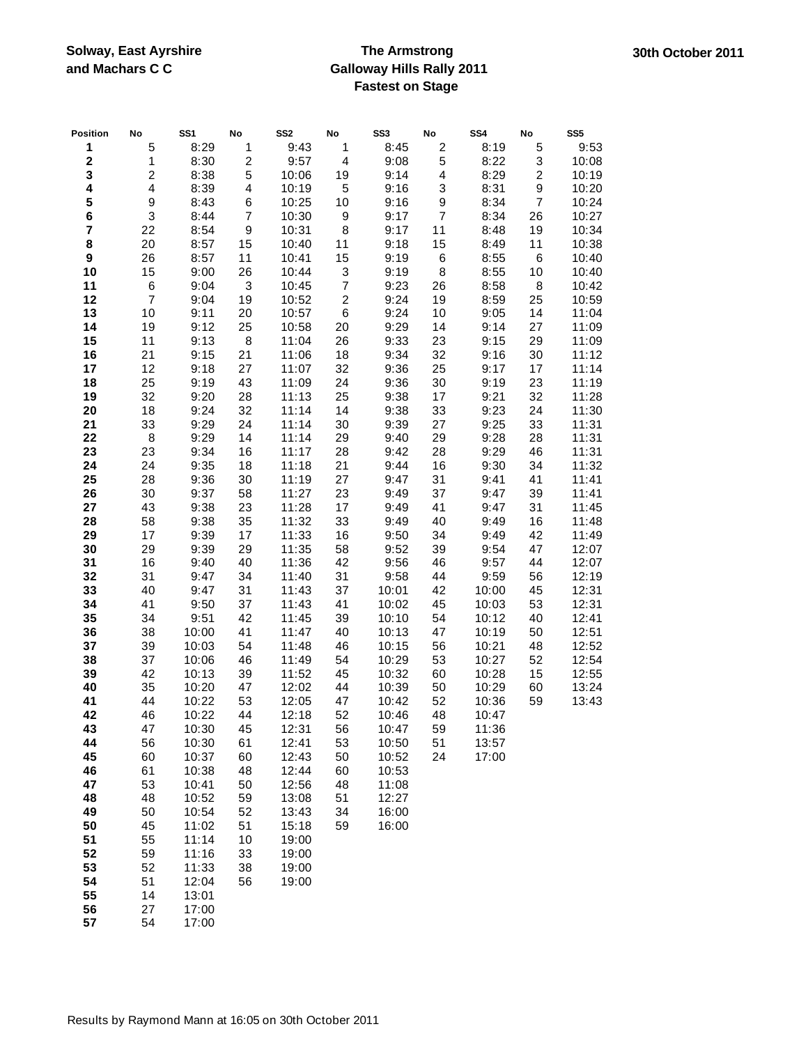**Solway, East Ayrshire and Machars C C**

**The Armstrong Galloway Hills Rally 2011**

**Fastest on Stage**

**30th October 2011**

| Position | No | SS1 | No | SS2 | No | SS3 | No | SS4 | No | SS5 |
|---|---|---|---|---|---|---|---|---|---|---|
| 1 | 5 | 8:29 | 1 | 9:43 | 1 | 8:45 | 2 | 8:19 | 5 | 9:53 |
| 2 | 1 | 8:30 | 2 | 9:57 | 4 | 9:08 | 5 | 8:22 | 3 | 10:08 |
| 3 | 2 | 8:38 | 5 | 10:06 | 19 | 9:14 | 4 | 8:29 | 2 | 10:19 |
| 4 | 4 | 8:39 | 4 | 10:19 | 5 | 9:16 | 3 | 8:31 | 9 | 10:20 |
| 5 | 9 | 8:43 | 6 | 10:25 | 10 | 9:16 | 9 | 8:34 | 7 | 10:24 |
| 6 | 3 | 8:44 | 7 | 10:30 | 9 | 9:17 | 7 | 8:34 | 26 | 10:27 |
| 7 | 22 | 8:54 | 9 | 10:31 | 8 | 9:17 | 11 | 8:48 | 19 | 10:34 |
| 8 | 20 | 8:57 | 15 | 10:40 | 11 | 9:18 | 15 | 8:49 | 11 | 10:38 |
| 9 | 26 | 8:57 | 11 | 10:41 | 15 | 9:19 | 6 | 8:55 | 6 | 10:40 |
| 10 | 15 | 9:00 | 26 | 10:44 | 3 | 9:19 | 8 | 8:55 | 10 | 10:40 |
| 11 | 6 | 9:04 | 3 | 10:45 | 7 | 9:23 | 26 | 8:58 | 8 | 10:42 |
| 12 | 7 | 9:04 | 19 | 10:52 | 2 | 9:24 | 19 | 8:59 | 25 | 10:59 |
| 13 | 10 | 9:11 | 20 | 10:57 | 6 | 9:24 | 10 | 9:05 | 14 | 11:04 |
| 14 | 19 | 9:12 | 25 | 10:58 | 20 | 9:29 | 14 | 9:14 | 27 | 11:09 |
| 15 | 11 | 9:13 | 8 | 11:04 | 26 | 9:33 | 23 | 9:15 | 29 | 11:09 |
| 16 | 21 | 9:15 | 21 | 11:06 | 18 | 9:34 | 32 | 9:16 | 30 | 11:12 |
| 17 | 12 | 9:18 | 27 | 11:07 | 32 | 9:36 | 25 | 9:17 | 17 | 11:14 |
| 18 | 25 | 9:19 | 43 | 11:09 | 24 | 9:36 | 30 | 9:19 | 23 | 11:19 |
| 19 | 32 | 9:20 | 28 | 11:13 | 25 | 9:38 | 17 | 9:21 | 32 | 11:28 |
| 20 | 18 | 9:24 | 32 | 11:14 | 14 | 9:38 | 33 | 9:23 | 24 | 11:30 |
| 21 | 33 | 9:29 | 24 | 11:14 | 30 | 9:39 | 27 | 9:25 | 33 | 11:31 |
| 22 | 8 | 9:29 | 14 | 11:14 | 29 | 9:40 | 29 | 9:28 | 28 | 11:31 |
| 23 | 23 | 9:34 | 16 | 11:17 | 28 | 9:42 | 28 | 9:29 | 46 | 11:31 |
| 24 | 24 | 9:35 | 18 | 11:18 | 21 | 9:44 | 16 | 9:30 | 34 | 11:32 |
| 25 | 28 | 9:36 | 30 | 11:19 | 27 | 9:47 | 31 | 9:41 | 41 | 11:41 |
| 26 | 30 | 9:37 | 58 | 11:27 | 23 | 9:49 | 37 | 9:47 | 39 | 11:41 |
| 27 | 43 | 9:38 | 23 | 11:28 | 17 | 9:49 | 41 | 9:47 | 31 | 11:45 |
| 28 | 58 | 9:38 | 35 | 11:32 | 33 | 9:49 | 40 | 9:49 | 16 | 11:48 |
| 29 | 17 | 9:39 | 17 | 11:33 | 16 | 9:50 | 34 | 9:49 | 42 | 11:49 |
| 30 | 29 | 9:39 | 29 | 11:35 | 58 | 9:52 | 39 | 9:54 | 47 | 12:07 |
| 31 | 16 | 9:40 | 40 | 11:36 | 42 | 9:56 | 46 | 9:57 | 44 | 12:07 |
| 32 | 31 | 9:47 | 34 | 11:40 | 31 | 9:58 | 44 | 9:59 | 56 | 12:19 |
| 33 | 40 | 9:47 | 31 | 11:43 | 37 | 10:01 | 42 | 10:00 | 45 | 12:31 |
| 34 | 41 | 9:50 | 37 | 11:43 | 41 | 10:02 | 45 | 10:03 | 53 | 12:31 |
| 35 | 34 | 9:51 | 42 | 11:45 | 39 | 10:10 | 54 | 10:12 | 40 | 12:41 |
| 36 | 38 | 10:00 | 41 | 11:47 | 40 | 10:13 | 47 | 10:19 | 50 | 12:51 |
| 37 | 39 | 10:03 | 54 | 11:48 | 46 | 10:15 | 56 | 10:21 | 48 | 12:52 |
| 38 | 37 | 10:06 | 46 | 11:49 | 54 | 10:29 | 53 | 10:27 | 52 | 12:54 |
| 39 | 42 | 10:13 | 39 | 11:52 | 45 | 10:32 | 60 | 10:28 | 15 | 12:55 |
| 40 | 35 | 10:20 | 47 | 12:02 | 44 | 10:39 | 50 | 10:29 | 60 | 13:24 |
| 41 | 44 | 10:22 | 53 | 12:05 | 47 | 10:42 | 52 | 10:36 | 59 | 13:43 |
| 42 | 46 | 10:22 | 44 | 12:18 | 52 | 10:46 | 48 | 10:47 | | |
| 43 | 47 | 10:30 | 45 | 12:31 | 56 | 10:47 | 59 | 11:36 | | |
| 44 | 56 | 10:30 | 61 | 12:41 | 53 | 10:50 | 51 | 13:57 | | |
| 45 | 60 | 10:37 | 60 | 12:43 | 50 | 10:52 | 24 | 17:00 | | |
| 46 | 61 | 10:38 | 48 | 12:44 | 60 | 10:53 | | | | |
| 47 | 53 | 10:41 | 50 | 12:56 | 48 | 11:08 | | | | |
| 48 | 48 | 10:52 | 59 | 13:08 | 51 | 12:27 | | | | |
| 49 | 50 | 10:54 | 52 | 13:43 | 34 | 16:00 | | | | |
| 50 | 45 | 11:02 | 51 | 15:18 | 59 | 16:00 | | | | |
| 51 | 55 | 11:14 | 10 | 19:00 | | | | | | |
| 52 | 59 | 11:16 | 33 | 19:00 | | | | | | |
| 53 | 52 | 11:33 | 38 | 19:00 | | | | | | |
| 54 | 51 | 12:04 | 56 | 19:00 | | | | | | |
| 55 | 14 | 13:01 | | | | | | | | |
| 56 | 27 | 17:00 | | | | | | | | |
| 57 | 54 | 17:00 | | | | | | | | |

Results by Raymond Mann at 16:05 on 30th October 2011